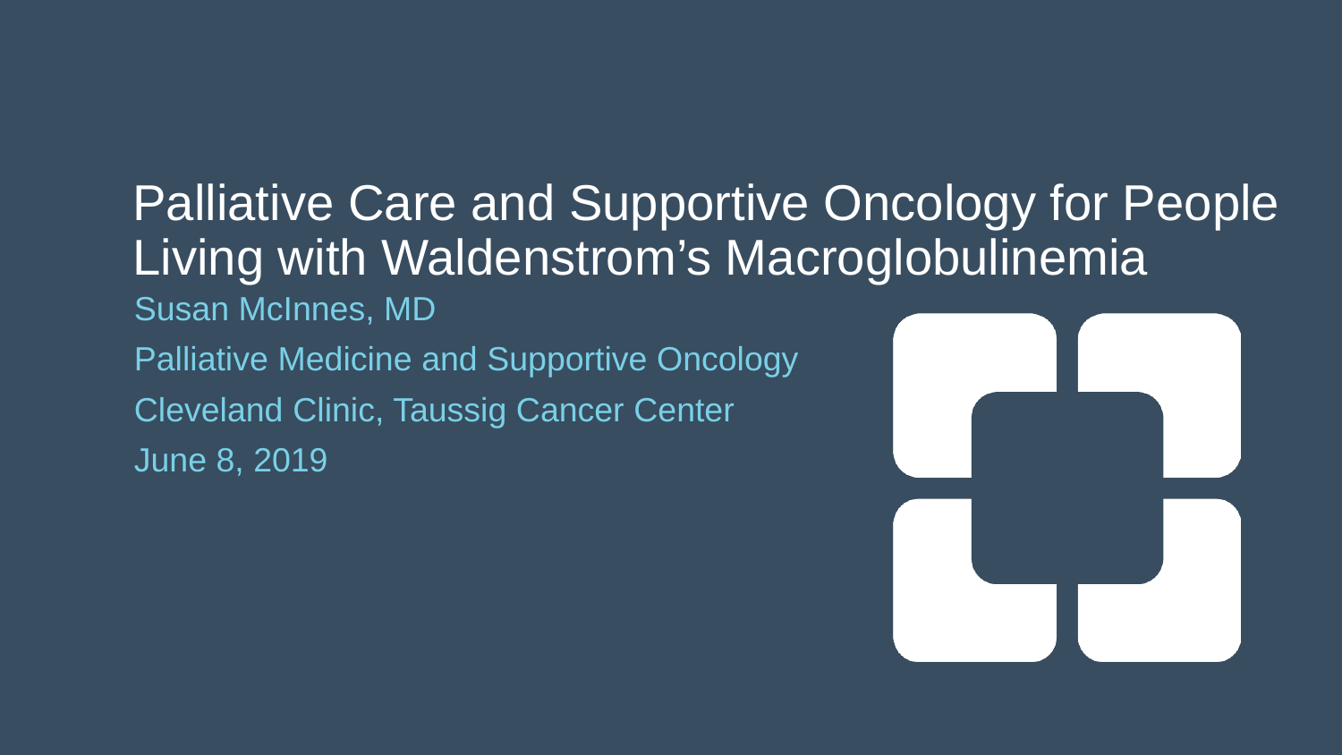# Palliative Care and Supportive Oncology for People Living with Waldenstrom's Macroglobulinemia

Susan McInnes, MD

Palliative Medicine and Supportive Oncology

Cleveland Clinic, Taussig Cancer Center

June 8, 2019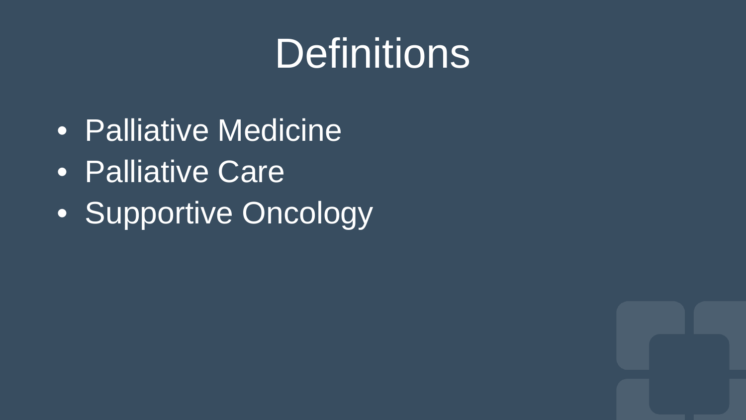# Definitions

- Palliative Medicine
- Palliative Care
- Supportive Oncology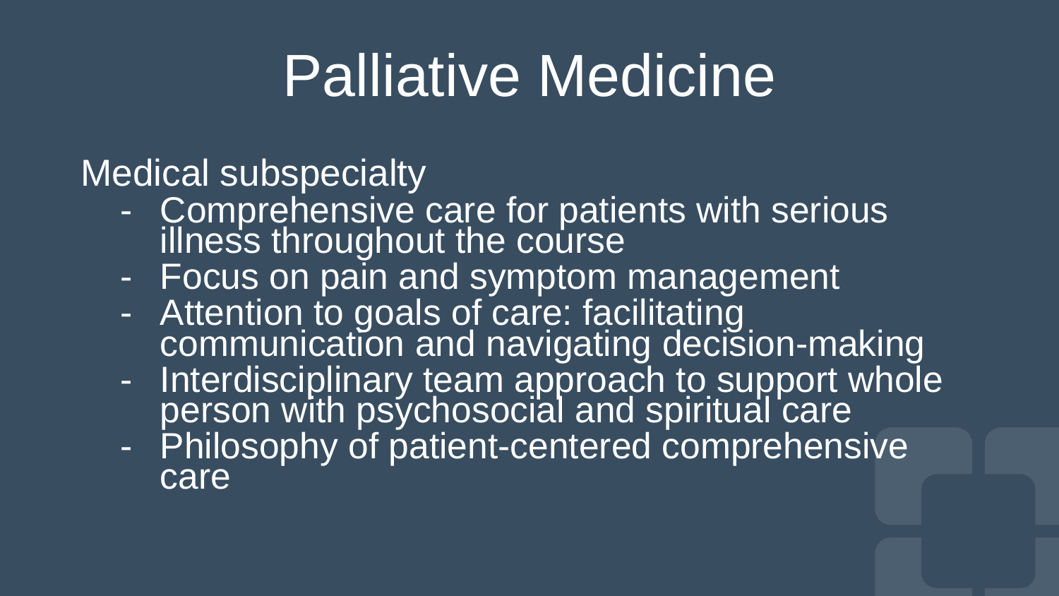# Palliative Medicine

Medical subspecialty

- Comprehensive care for patients with serious illness throughout the course
- Focus on pain and symptom management
- Attention to goals of care: facilitating communication and navigating decision-making
- Interdisciplinary team approach to support whole person with psychosocial and spiritual care
- Philosophy of patient-centered comprehensive care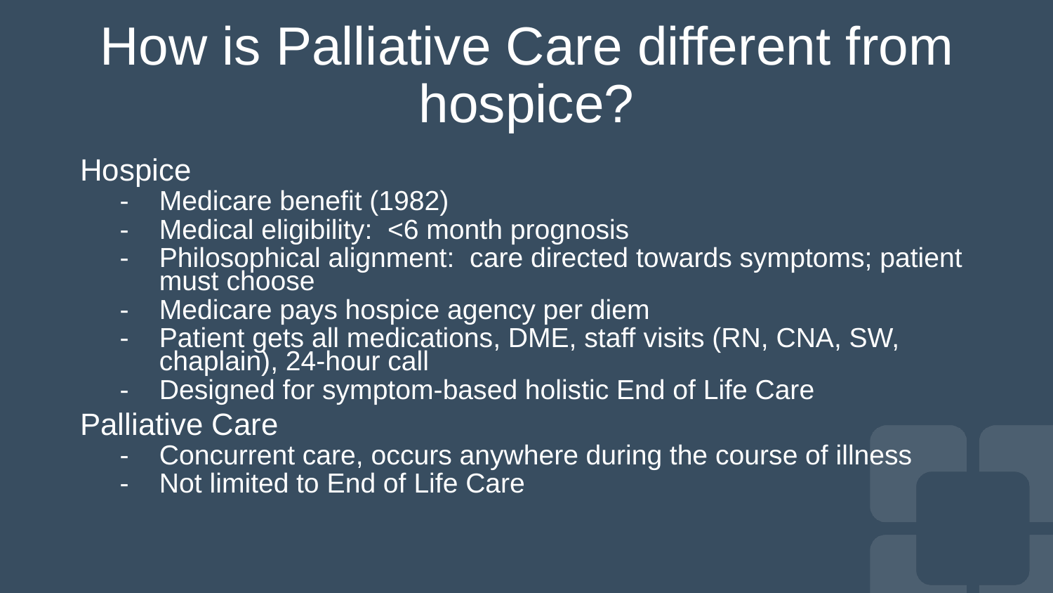# How is Palliative Care different from hospice?

Hospice

- Medicare benefit (1982)
- Medical eligibility: <6 month prognosis
- Philosophical alignment: care directed towards symptoms; patient must choose
- Medicare pays hospice agency per diem
- Patient gets all medications, DME, staff visits (RN, CNA, SW, chaplain), 24-hour call
- Designed for symptom-based holistic End of Life Care

Palliative Care

- Concurrent care, occurs anywhere during the course of illness
- Not limited to End of Life Care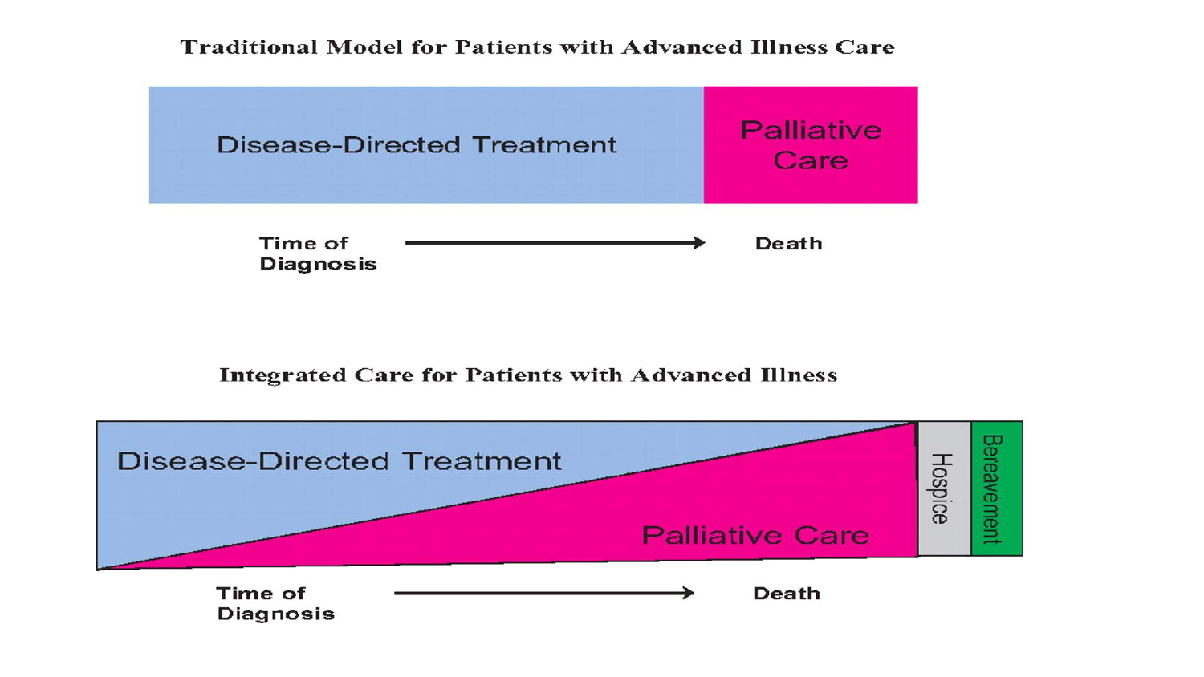## Traditional Model for Patients with Advanced Illness Care

| Disease-Directed Treatment | Palliative Care |
|---|---|

Time of Diagnosis → Death

## Integrated Care for Patients with Advanced Illness

Disease-Directed Treatment

Palliative Care

Hospice

Bereavement

Time of Diagnosis → Death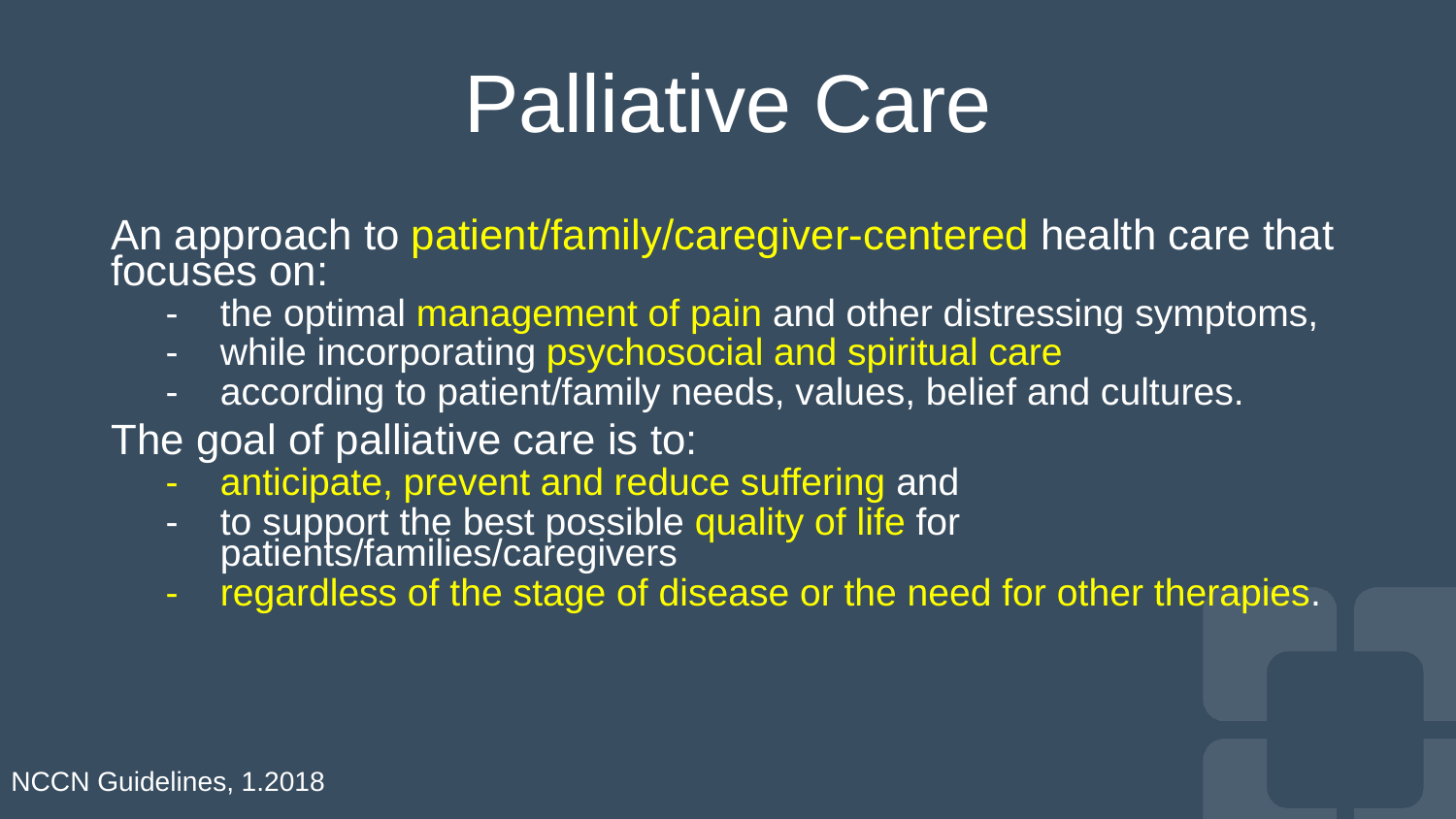# Palliative Care

An approach to patient/family/caregiver-centered health care that focuses on:

- the optimal management of pain and other distressing symptoms,
- while incorporating psychosocial and spiritual care
- according to patient/family needs, values, belief and cultures.

The goal of palliative care is to:

- anticipate, prevent and reduce suffering and
- to support the best possible quality of life for patients/families/caregivers
- regardless of the stage of disease or the need for other therapies.

NCCN Guidelines, 1.2018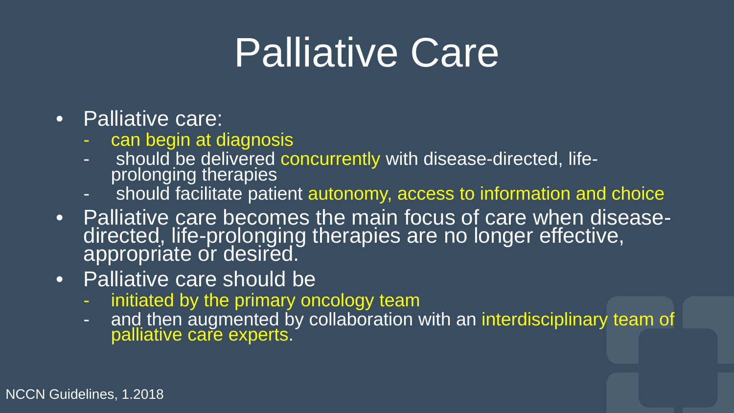# Palliative Care

- Palliative care:
  - can begin at diagnosis
  - should be delivered concurrently with disease-directed, life-prolonging therapies
  - should facilitate patient autonomy, access to information and choice
- Palliative care becomes the main focus of care when disease-directed, life-prolonging therapies are no longer effective, appropriate or desired.
- Palliative care should be
  - initiated by the primary oncology team
  - and then augmented by collaboration with an interdisciplinary team of palliative care experts.

NCCN Guidelines, 1.2018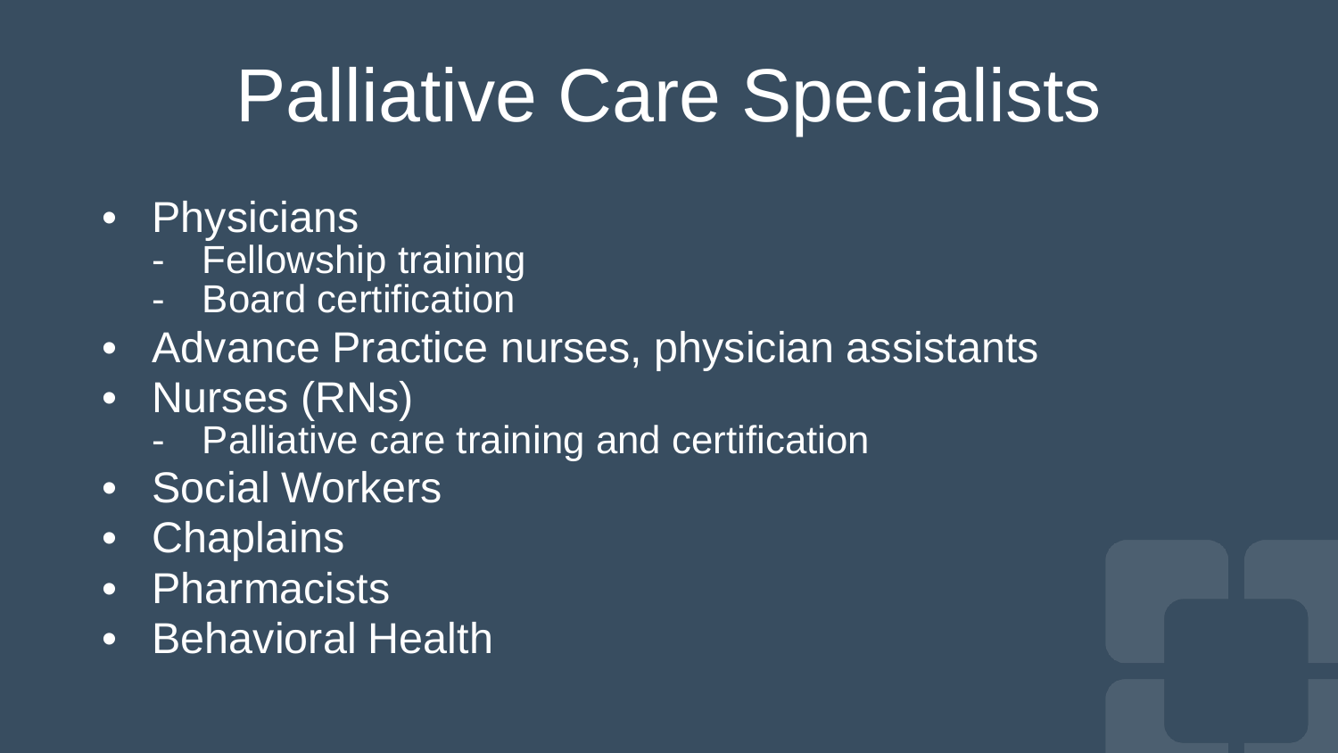# Palliative Care Specialists

- Physicians
  - Fellowship training
  - Board certification
- Advance Practice nurses, physician assistants
- Nurses (RNs)
  - Palliative care training and certification
- Social Workers
- Chaplains
- Pharmacists
- Behavioral Health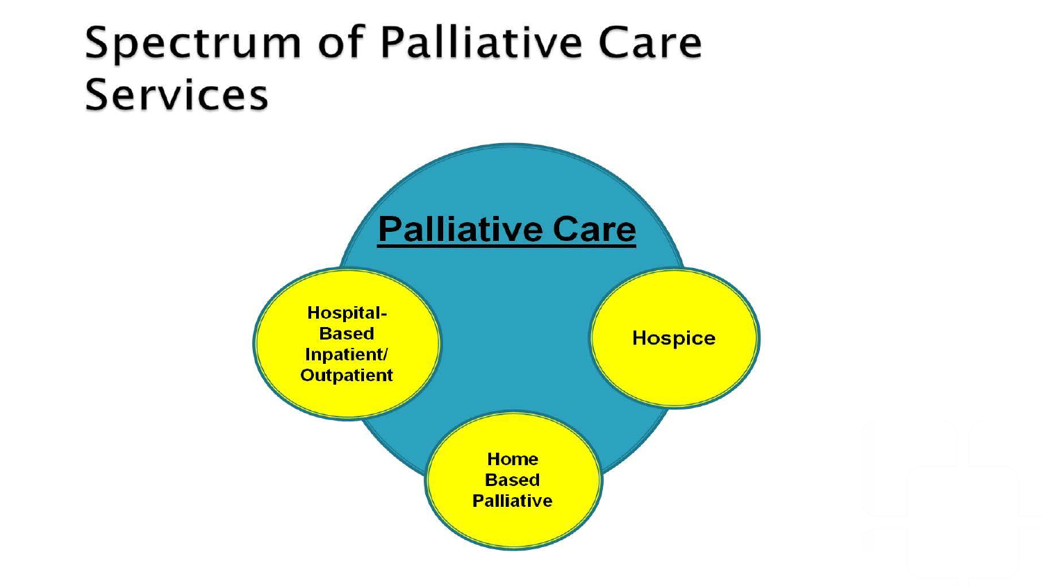# Spectrum of Palliative Care Services

**Palliative Care**

- Hospital-Based Inpatient/ Outpatient
- Hospice
- Home Based Palliative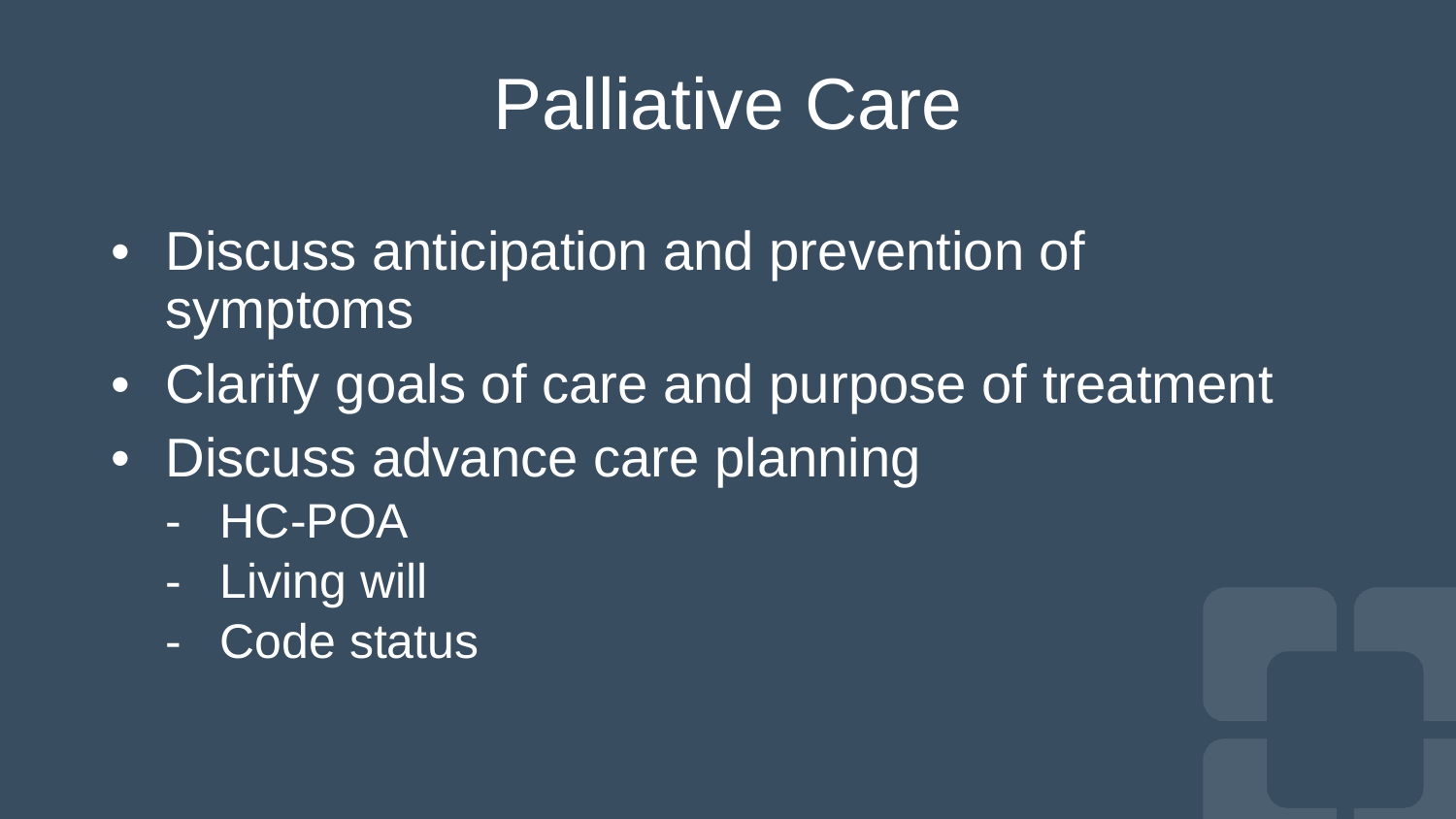# Palliative Care

- Discuss anticipation and prevention of symptoms
- Clarify goals of care and purpose of treatment
- Discuss advance care planning
    - HC-POA
    - Living will
    - Code status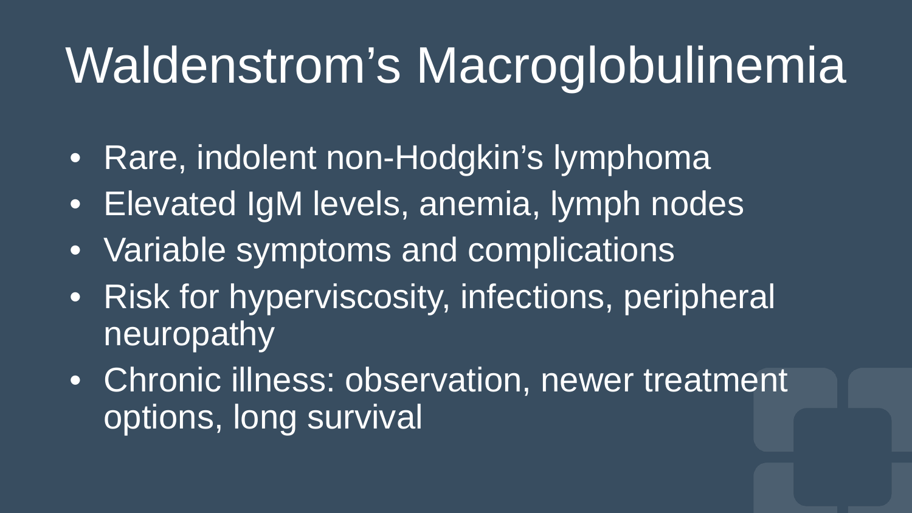# Waldenstrom’s Macroglobulinemia

- Rare, indolent non-Hodgkin’s lymphoma
- Elevated IgM levels, anemia, lymph nodes
- Variable symptoms and complications
- Risk for hyperviscosity, infections, peripheral neuropathy
- Chronic illness: observation, newer treatment options, long survival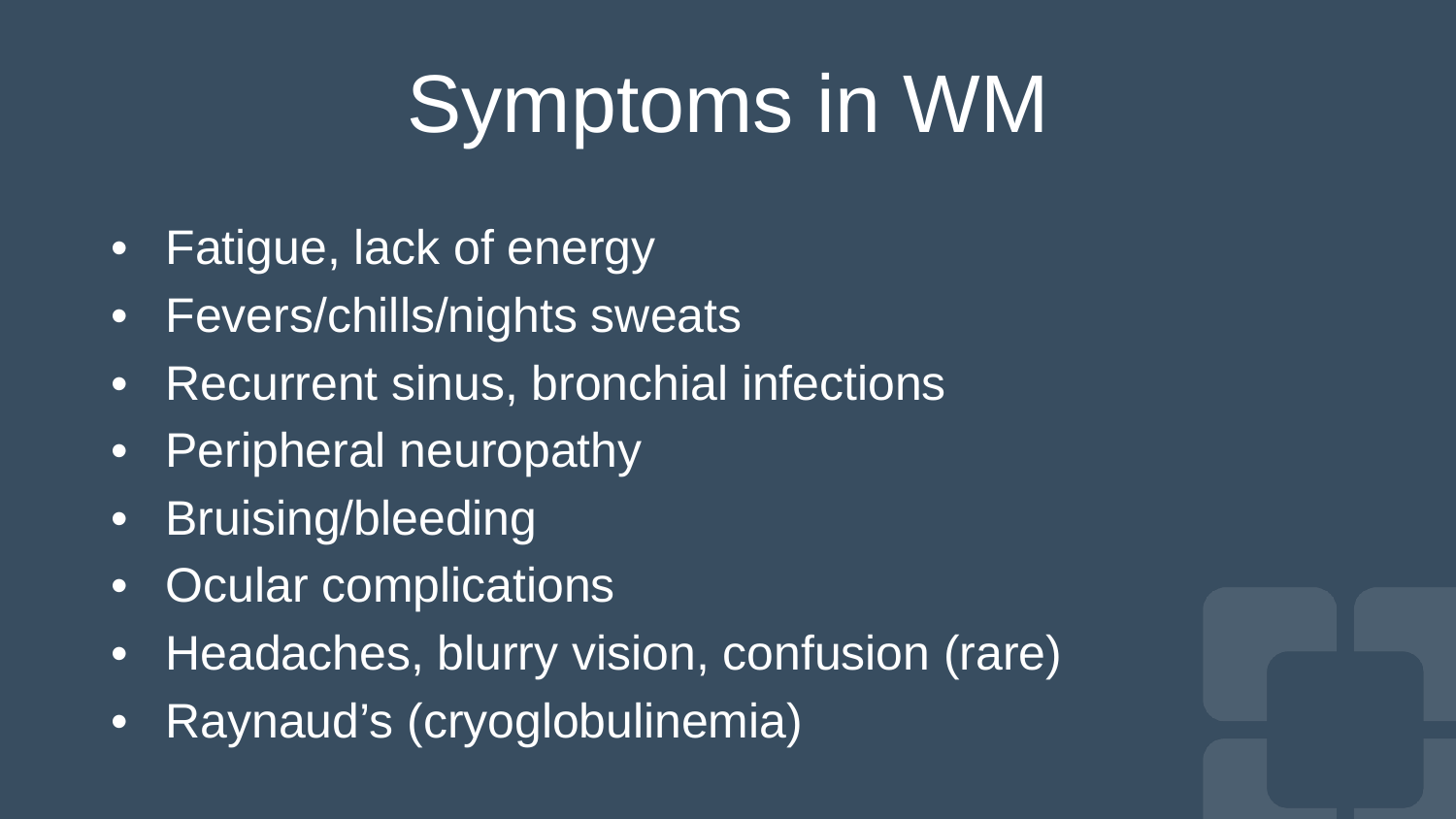# Symptoms in WM

- Fatigue, lack of energy
- Fevers/chills/nights sweats
- Recurrent sinus, bronchial infections
- Peripheral neuropathy
- Bruising/bleeding
- Ocular complications
- Headaches, blurry vision, confusion (rare)
- Raynaud's (cryoglobulinemia)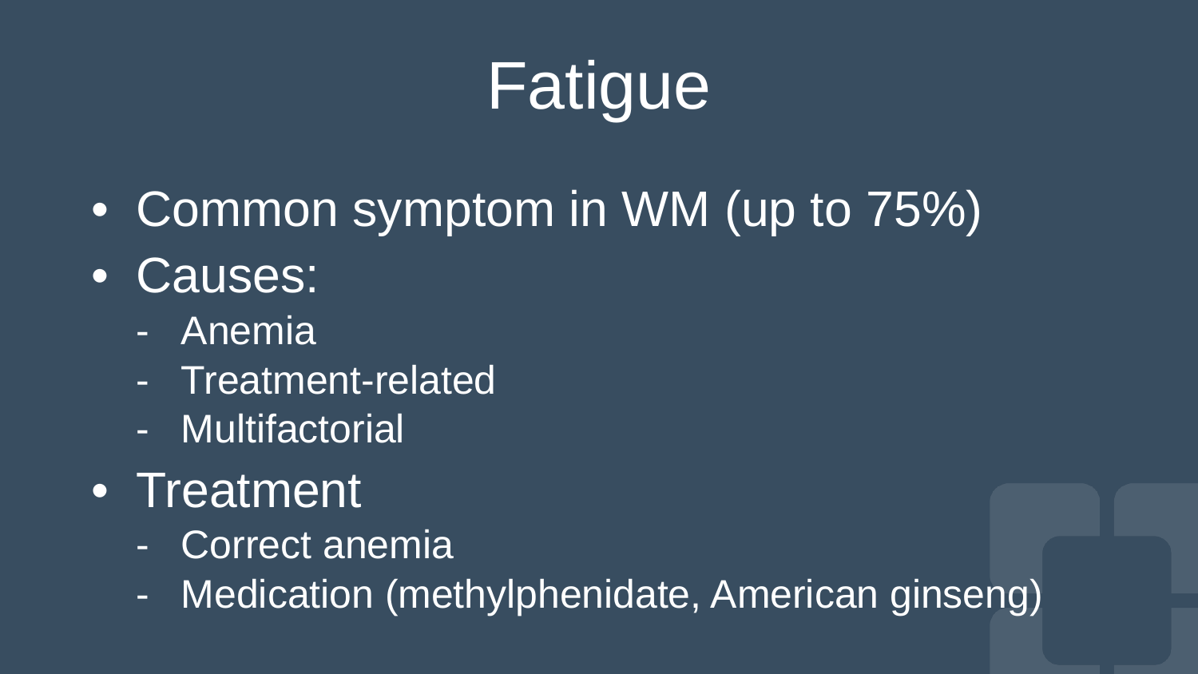# Fatigue

- Common symptom in WM (up to 75%)
- Causes:
  - Anemia
  - Treatment-related
  - Multifactorial
- Treatment
  - Correct anemia
  - Medication (methylphenidate, American ginseng)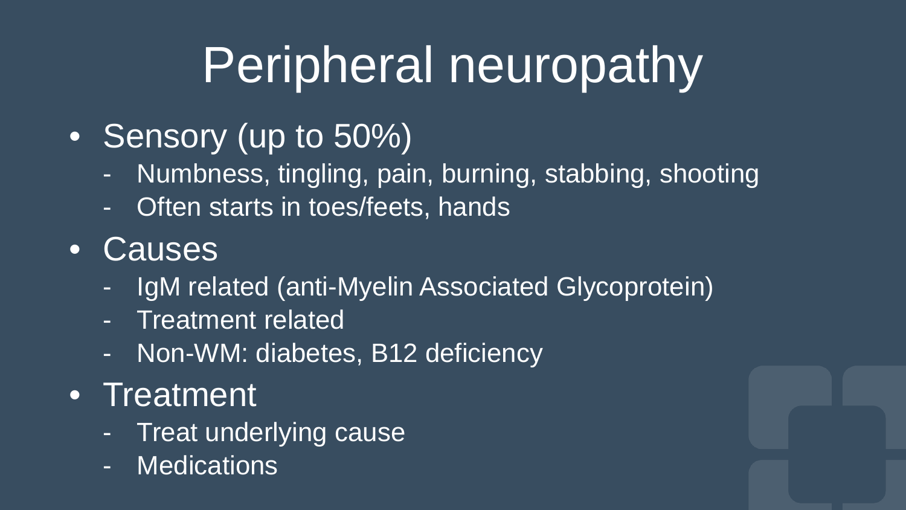# Peripheral neuropathy

- Sensory (up to 50%)
  - Numbness, tingling, pain, burning, stabbing, shooting
  - Often starts in toes/feets, hands
- Causes
  - IgM related (anti-Myelin Associated Glycoprotein)
  - Treatment related
  - Non-WM: diabetes, B12 deficiency
- Treatment
  - Treat underlying cause
  - Medications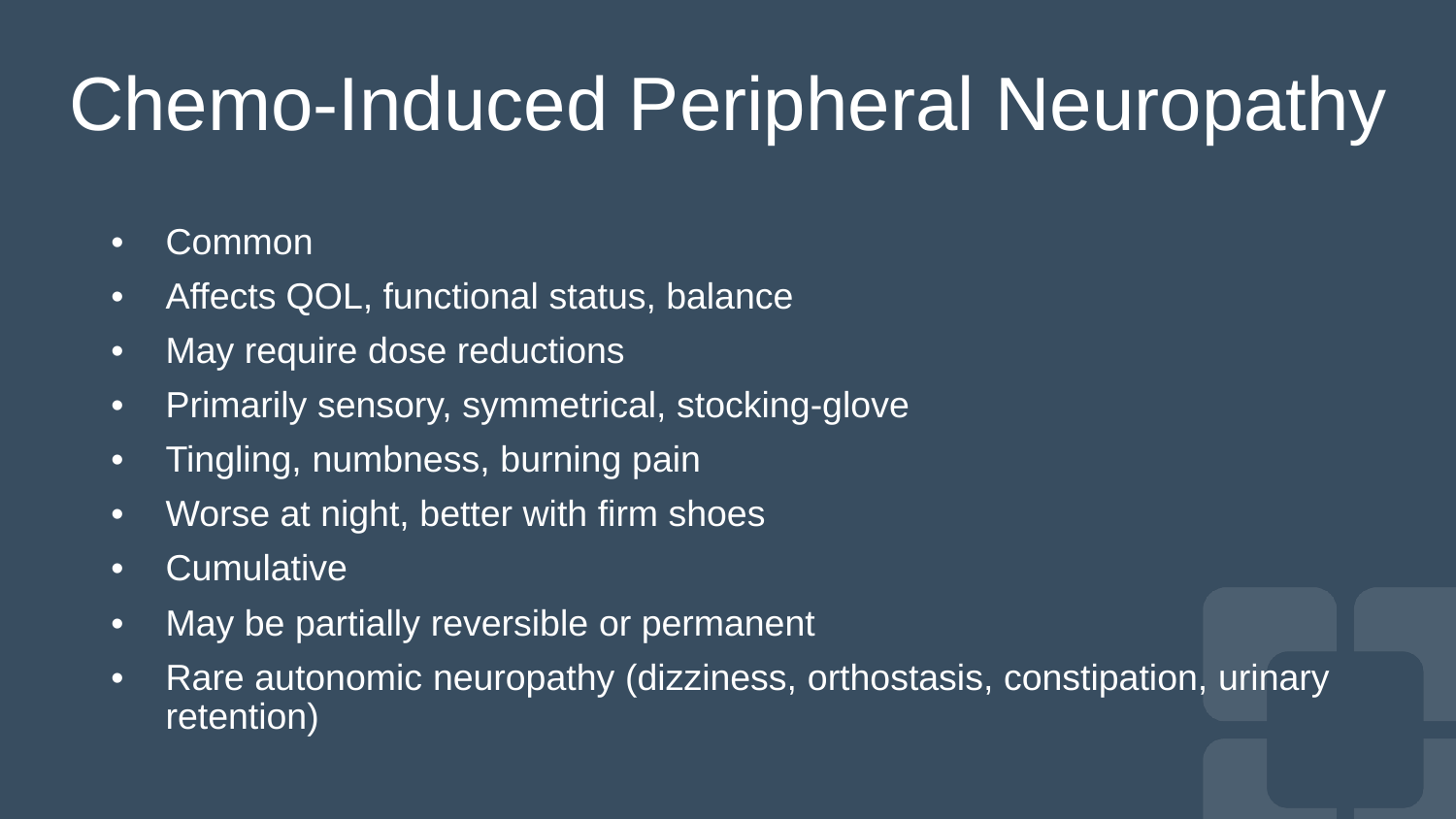# Chemo-Induced Peripheral Neuropathy

- Common
- Affects QOL, functional status, balance
- May require dose reductions
- Primarily sensory, symmetrical, stocking-glove
- Tingling, numbness, burning pain
- Worse at night, better with firm shoes
- Cumulative
- May be partially reversible or permanent
- Rare autonomic neuropathy (dizziness, orthostasis, constipation, urinary retention)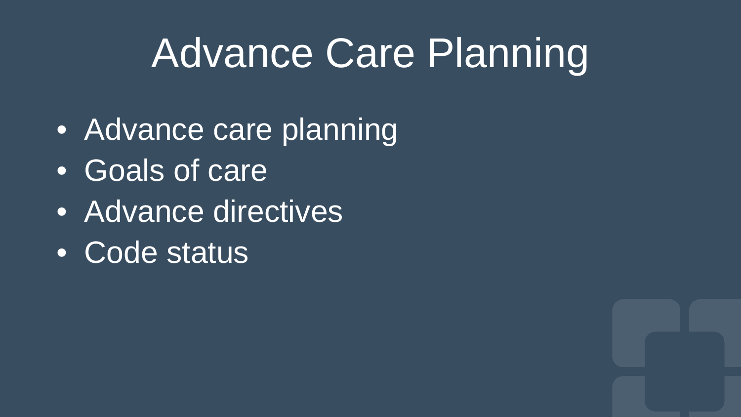# Advance Care Planning

- Advance care planning
- Goals of care
- Advance directives
- Code status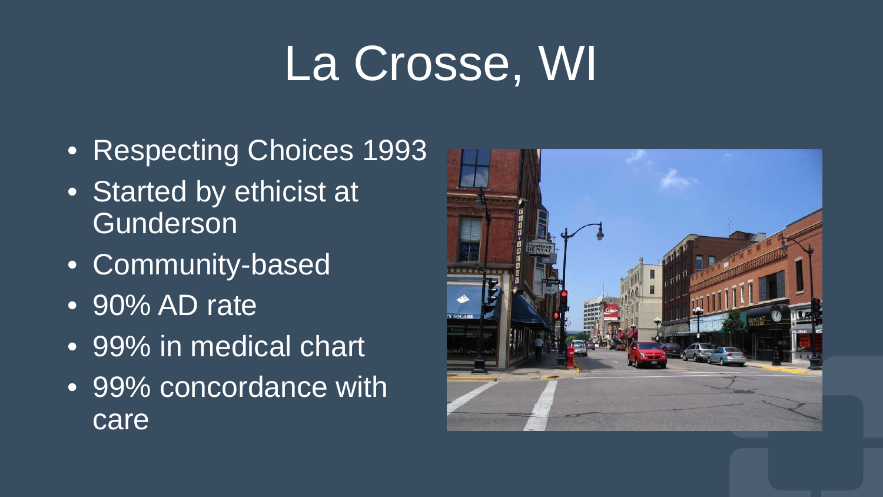# La Crosse, WI

- Respecting Choices 1993
- Started by ethicist at Gunderson
- Community-based
- 90% AD rate
- 99% in medical chart
- 99% concordance with care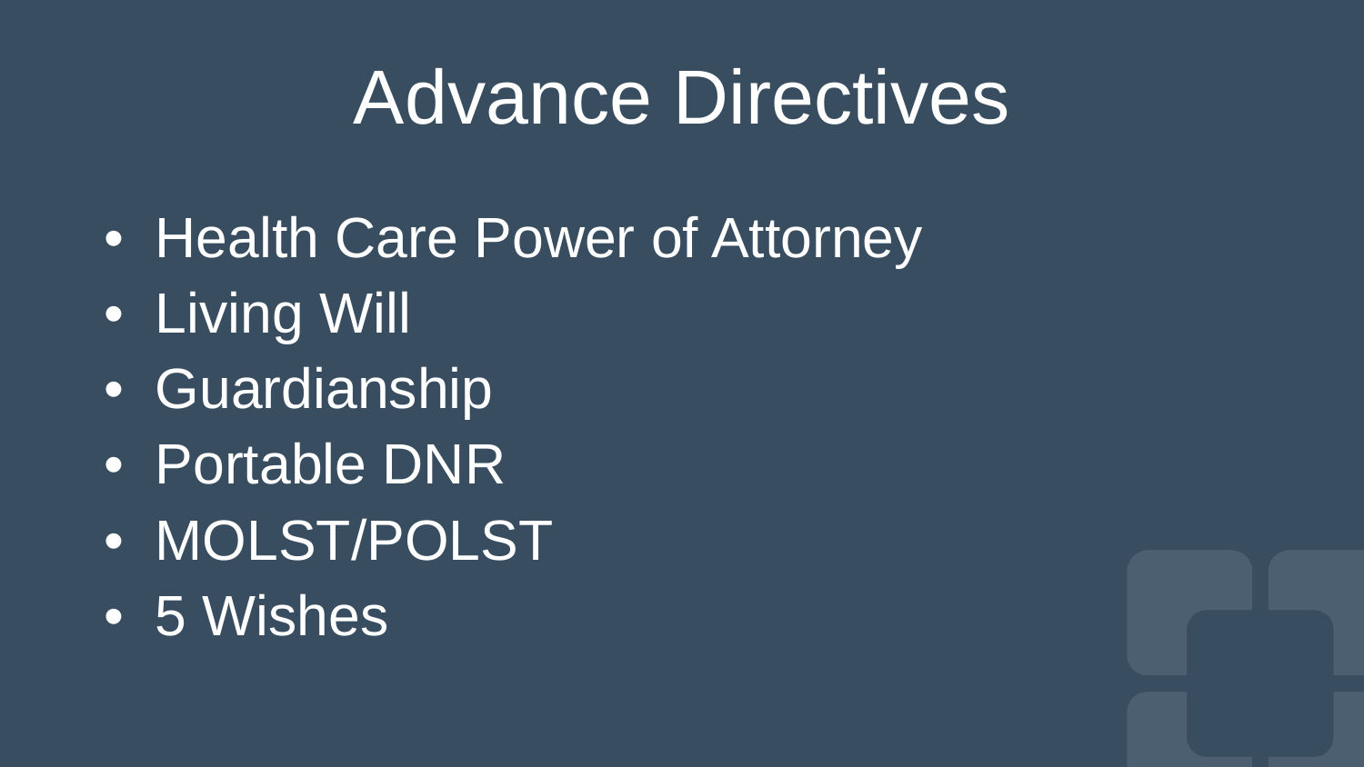# Advance Directives

- Health Care Power of Attorney
- Living Will
- Guardianship
- Portable DNR
- MOLST/POLST
- 5 Wishes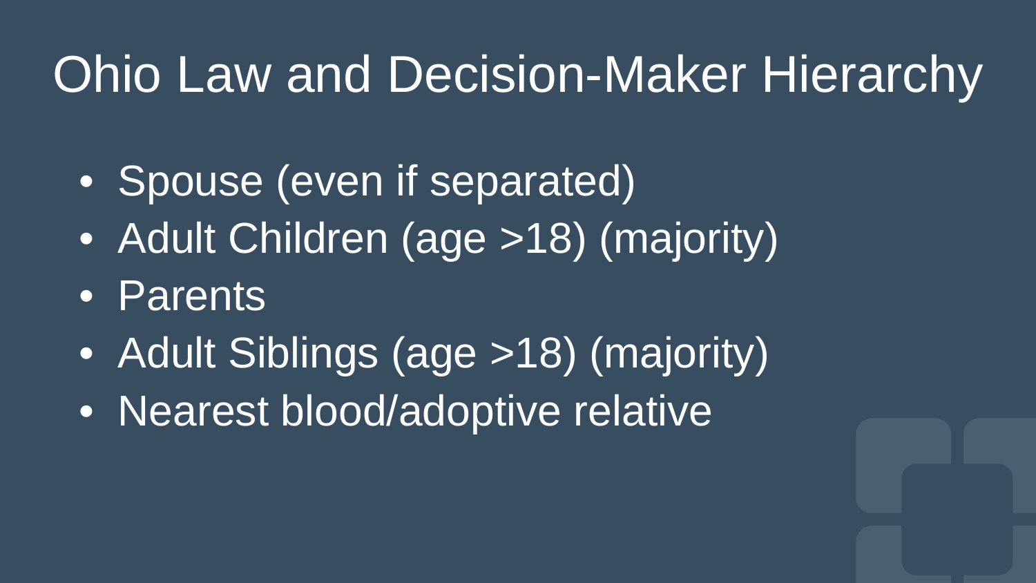# Ohio Law and Decision-Maker Hierarchy

- Spouse (even if separated)
- Adult Children (age >18) (majority)
- Parents
- Adult Siblings (age >18) (majority)
- Nearest blood/adoptive relative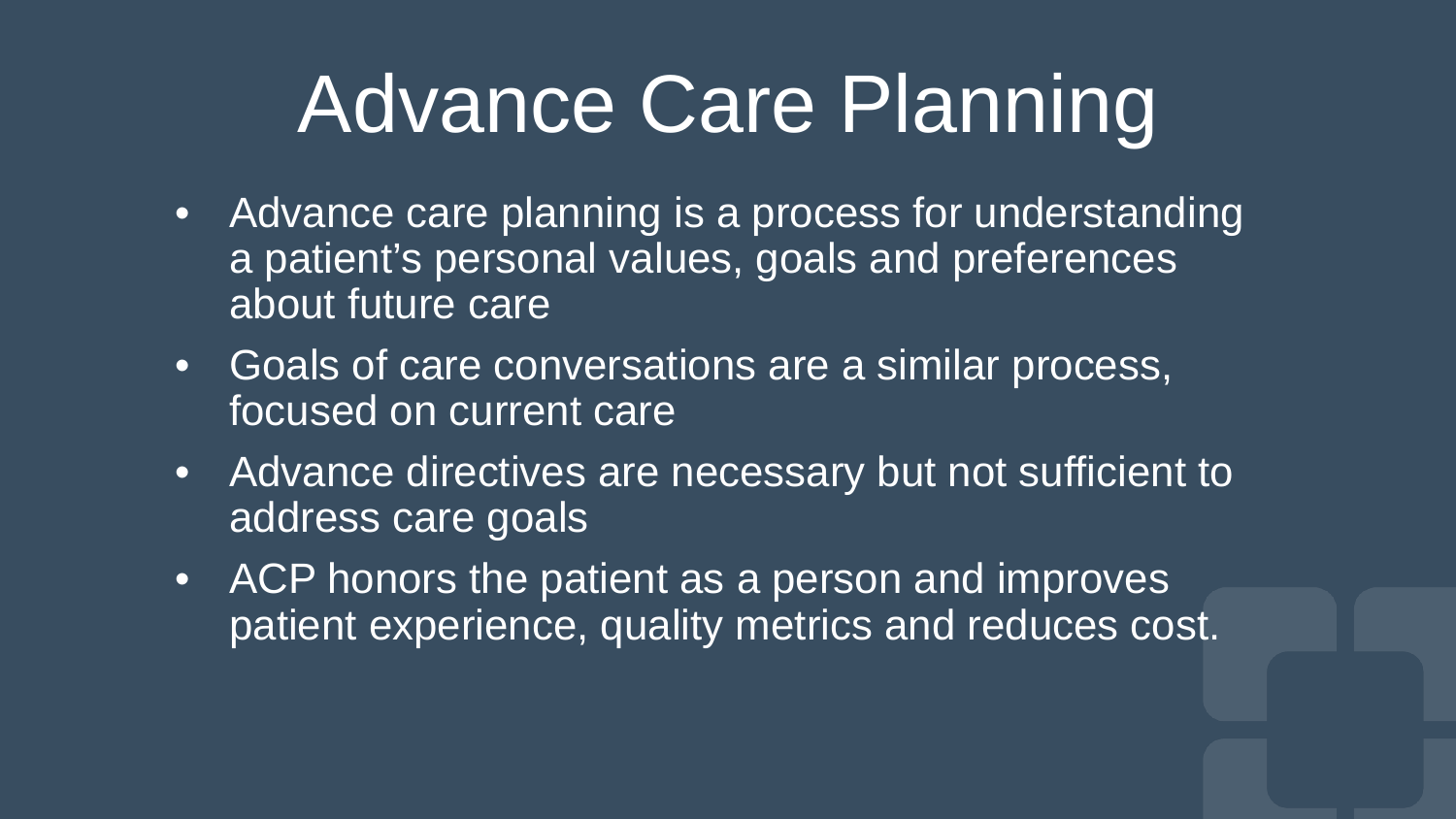# Advance Care Planning

- Advance care planning is a process for understanding a patient's personal values, goals and preferences about future care
- Goals of care conversations are a similar process, focused on current care
- Advance directives are necessary but not sufficient to address care goals
- ACP honors the patient as a person and improves patient experience, quality metrics and reduces cost.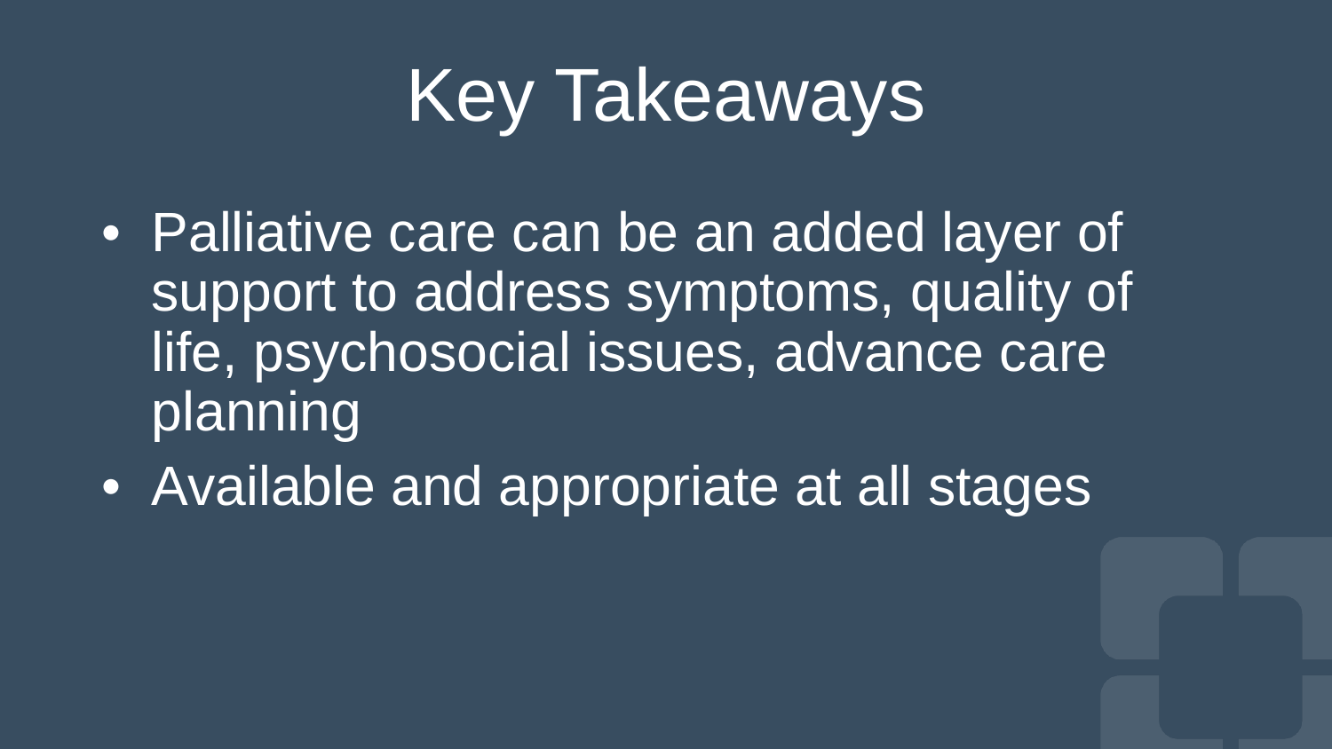# Key Takeaways

- Palliative care can be an added layer of support to address symptoms, quality of life, psychosocial issues, advance care planning
- Available and appropriate at all stages